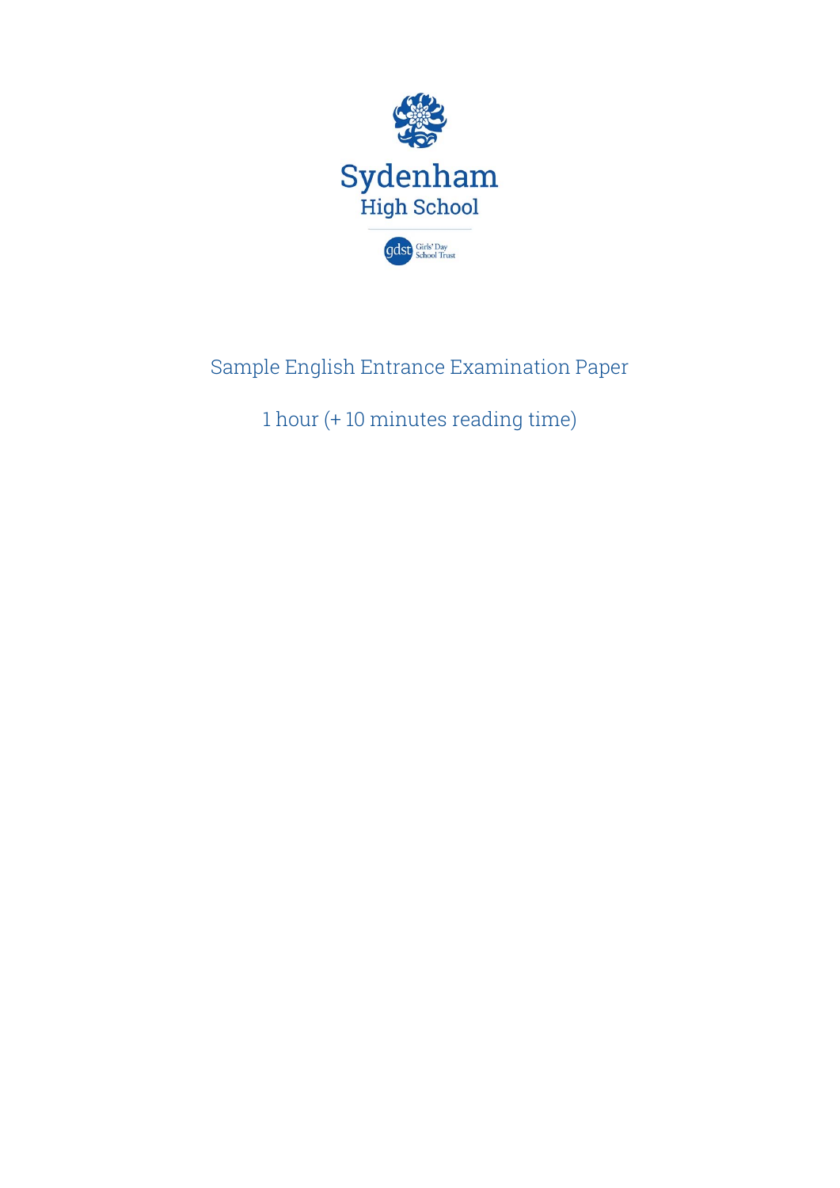# Sydenham High School

Girls' Day School Trust

Sample English Entrance Examination Paper

1 hour (+ 10 minutes reading time)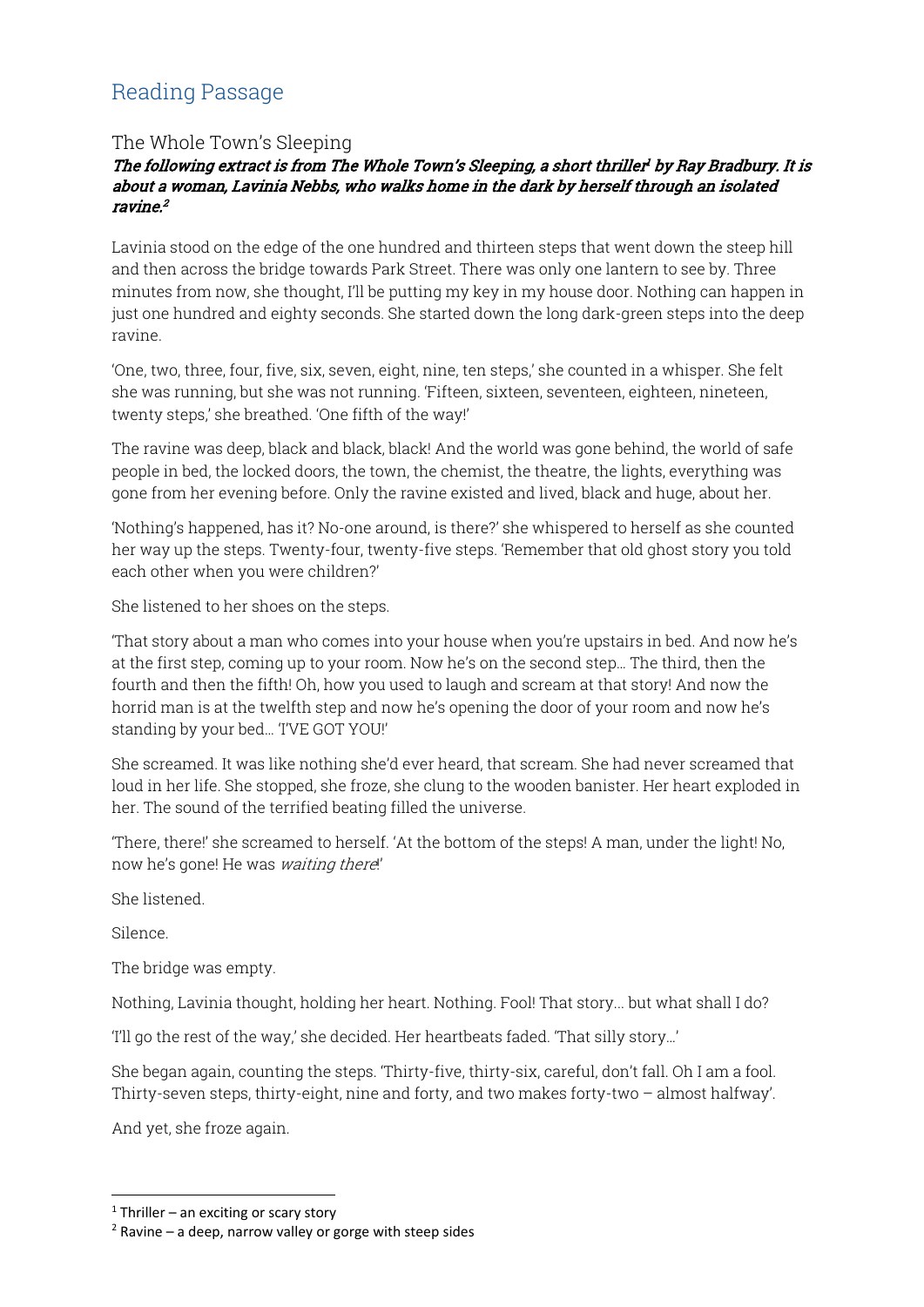## Reading Passage

### The Whole Town's Sleeping

***The following extract is from The Whole Town's Sleeping, a short thriller[1] by Ray Bradbury. It is about a woman, Lavinia Nebbs, who walks home in the dark by herself through an isolated ravine.[2]***

Lavinia stood on the edge of the one hundred and thirteen steps that went down the steep hill and then across the bridge towards Park Street. There was only one lantern to see by. Three minutes from now, she thought, I'll be putting my key in my house door. Nothing can happen in just one hundred and eighty seconds. She started down the long dark-green steps into the deep ravine.

'One, two, three, four, five, six, seven, eight, nine, ten steps,' she counted in a whisper. She felt she was running, but she was not running. 'Fifteen, sixteen, seventeen, eighteen, nineteen, twenty steps,' she breathed. 'One fifth of the way!'

The ravine was deep, black and black, black! And the world was gone behind, the world of safe people in bed, the locked doors, the town, the chemist, the theatre, the lights, everything was gone from her evening before. Only the ravine existed and lived, black and huge, about her.

'Nothing's happened, has it? No-one around, is there?' she whispered to herself as she counted her way up the steps. Twenty-four, twenty-five steps. 'Remember that old ghost story you told each other when you were children?'

She listened to her shoes on the steps.

'That story about a man who comes into your house when you're upstairs in bed. And now he's at the first step, coming up to your room. Now he's on the second step… The third, then the fourth and then the fifth! Oh, how you used to laugh and scream at that story! And now the horrid man is at the twelfth step and now he's opening the door of your room and now he's standing by your bed… 'I'VE GOT YOU!'

She screamed. It was like nothing she'd ever heard, that scream. She had never screamed that loud in her life. She stopped, she froze, she clung to the wooden banister. Her heart exploded in her. The sound of the terrified beating filled the universe.

'There, there!' she screamed to herself. 'At the bottom of the steps! A man, under the light! No, now he's gone! He was *waiting there*!'

She listened.

Silence.

The bridge was empty.

Nothing, Lavinia thought, holding her heart. Nothing. Fool! That story… but what shall I do?

'I'll go the rest of the way,' she decided. Her heartbeats faded. 'That silly story…'

She began again, counting the steps. 'Thirty-five, thirty-six, careful, don't fall. Oh I am a fool. Thirty-seven steps, thirty-eight, nine and forty, and two makes forty-two – almost halfway'.

And yet, she froze again.

---

[1] Thriller – an exciting or scary story

[2] Ravine – a deep, narrow valley or gorge with steep sides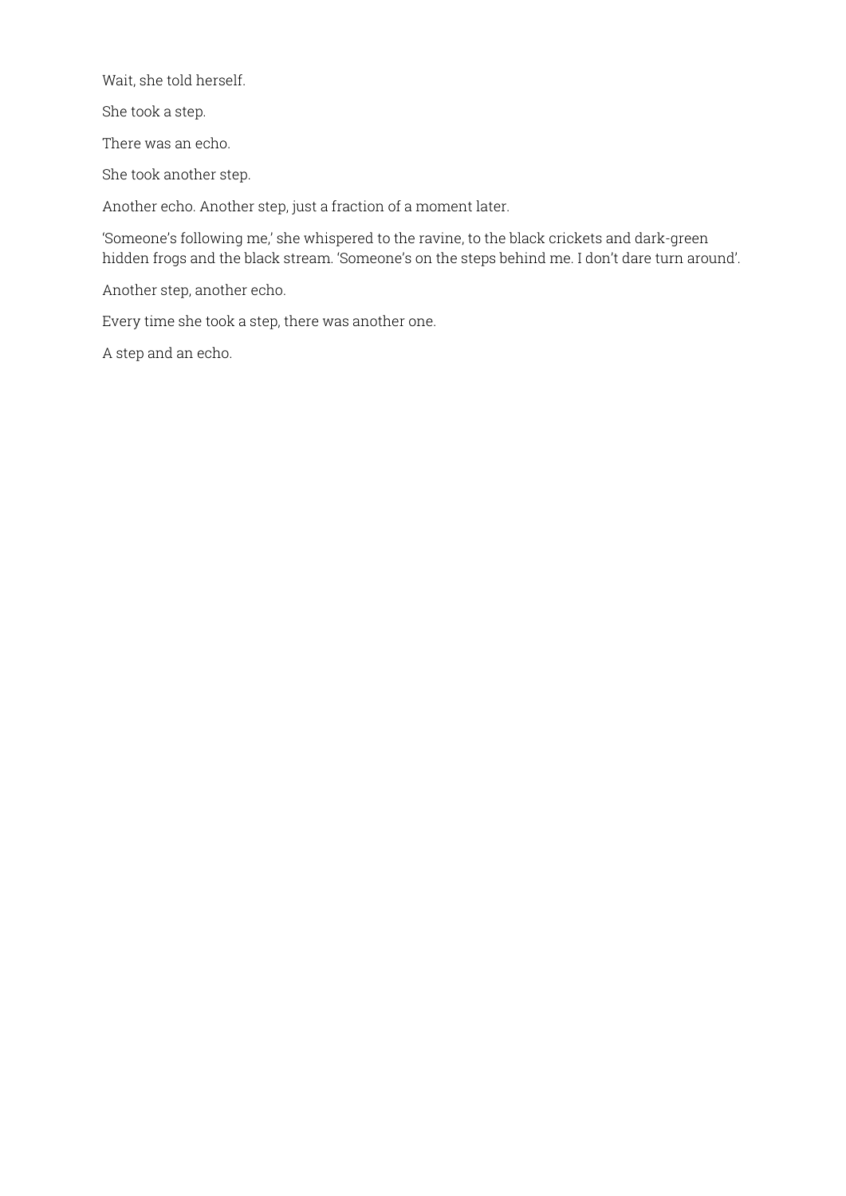Wait, she told herself.

She took a step.

There was an echo.

She took another step.

Another echo. Another step, just a fraction of a moment later.

'Someone's following me,' she whispered to the ravine, to the black crickets and dark-green hidden frogs and the black stream. 'Someone's on the steps behind me. I don't dare turn around'.

Another step, another echo.

Every time she took a step, there was another one.

A step and an echo.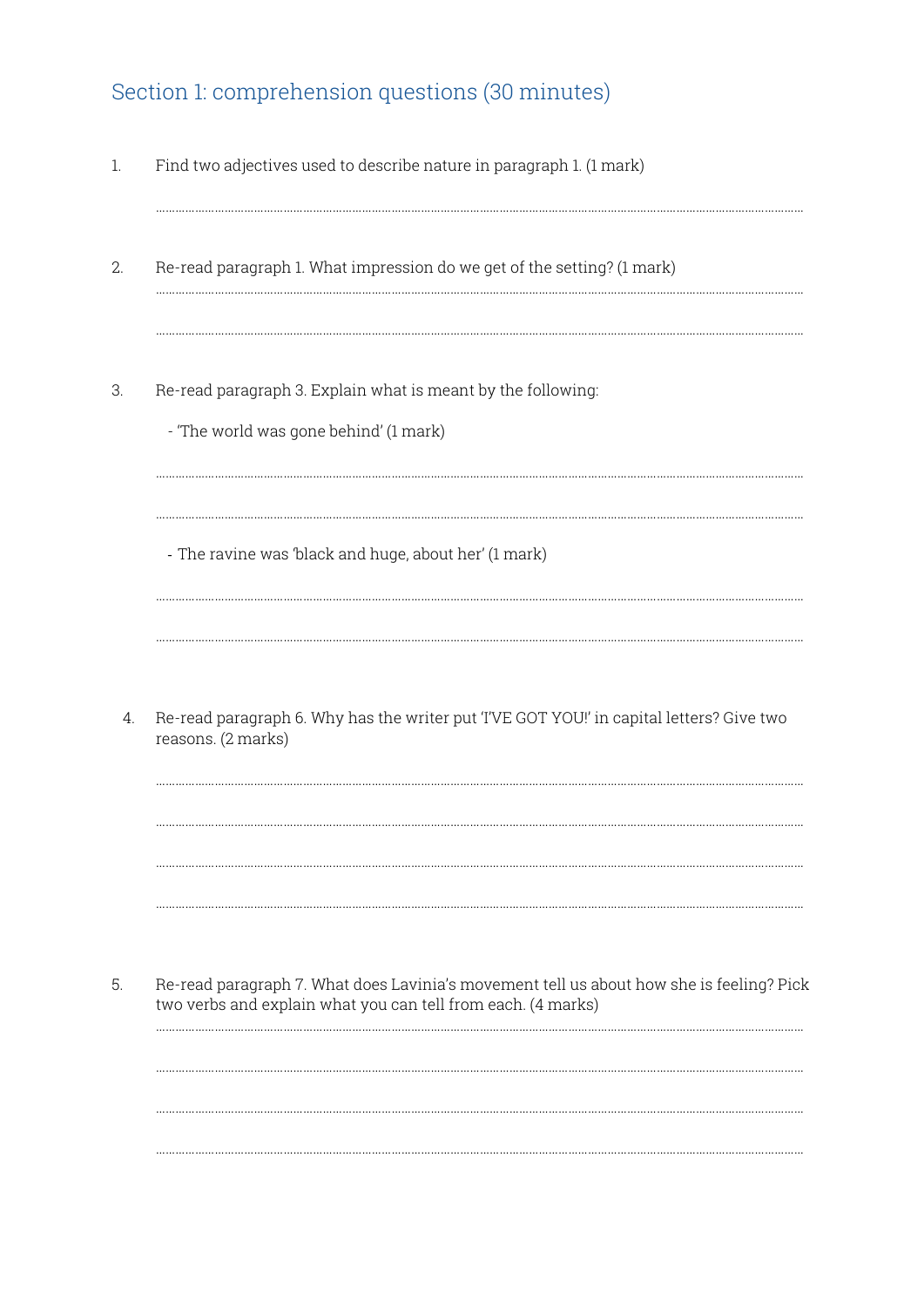## Section 1: comprehension questions (30 minutes)

1. Find two adjectives used to describe nature in paragraph 1. (1 mark)

   ..........................................................................................................................................

2. Re-read paragraph 1. What impression do we get of the setting? (1 mark)

   ..........................................................................................................................................

   ..........................................................................................................................................

3. Re-read paragraph 3. Explain what is meant by the following:

   - 'The world was gone behind' (1 mark)

   ..........................................................................................................................................

   ..........................................................................................................................................

   - The ravine was 'black and huge, about her' (1 mark)

   ..........................................................................................................................................

   ..........................................................................................................................................

4. Re-read paragraph 6. Why has the writer put 'I'VE GOT YOU!' in capital letters? Give two reasons. (2 marks)

   ..........................................................................................................................................

   ..........................................................................................................................................

   ..........................................................................................................................................

   ..........................................................................................................................................

5. Re-read paragraph 7. What does Lavinia's movement tell us about how she is feeling? Pick two verbs and explain what you can tell from each. (4 marks)

   ..........................................................................................................................................

   ..........................................................................................................................................

   ..........................................................................................................................................

   ..........................................................................................................................................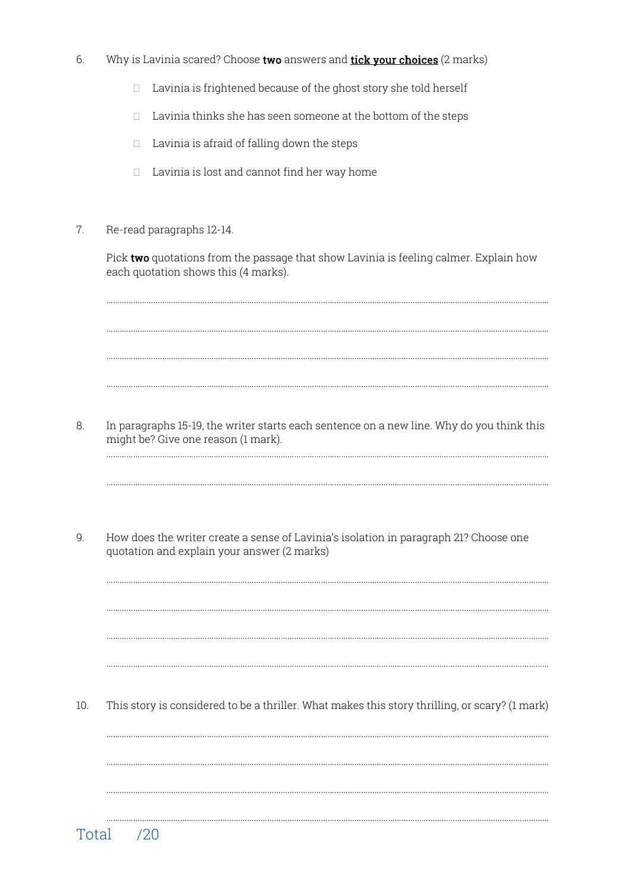6. Why is Lavinia scared? Choose **two** answers and **tick your choices** (2 marks)

   - ☐ Lavinia is frightened because of the ghost story she told herself
   - ☐ Lavinia thinks she has seen someone at the bottom of the steps
   - ☐ Lavinia is afraid of falling down the steps
   - ☐ Lavinia is lost and cannot find her way home

7. Re-read paragraphs 12-14.

   Pick **two** quotations from the passage that show Lavinia is feeling calmer. Explain how each quotation shows this (4 marks).

   ..........................................................................................................................................................................................

   ..........................................................................................................................................................................................

   ..........................................................................................................................................................................................

   ..........................................................................................................................................................................................

8. In paragraphs 15-19, the writer starts each sentence on a new line. Why do you think this might be? Give one reason (1 mark).

   ..........................................................................................................................................................................................

   ..........................................................................................................................................................................................

9. How does the writer create a sense of Lavinia's isolation in paragraph 21? Choose one quotation and explain your answer (2 marks)

   ..........................................................................................................................................................................................

   ..........................................................................................................................................................................................

   ..........................................................................................................................................................................................

   ..........................................................................................................................................................................................

10. This story is considered to be a thriller. What makes this story thrilling, or scary? (1 mark)

    ..........................................................................................................................................................................................

    ..........................................................................................................................................................................................

    ..........................................................................................................................................................................................

    ..........................................................................................................................................................................................

Total /20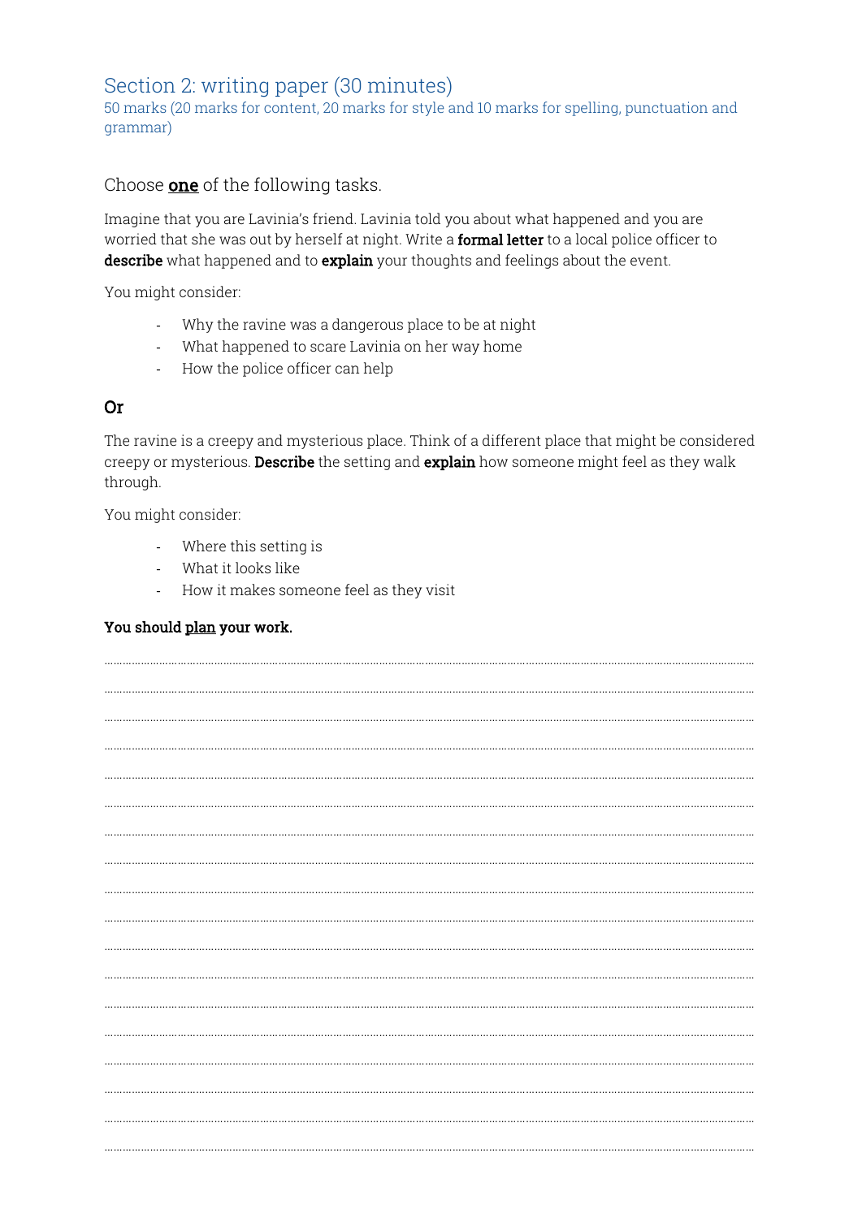## Section 2: writing paper (30 minutes)

50 marks (20 marks for content, 20 marks for style and 10 marks for spelling, punctuation and grammar)

Choose **one** of the following tasks.

Imagine that you are Lavinia's friend. Lavinia told you about what happened and you are worried that she was out by herself at night. Write a **formal letter** to a local police officer to **describe** what happened and to **explain** your thoughts and feelings about the event.

You might consider:

- Why the ravine was a dangerous place to be at night
- What happened to scare Lavinia on her way home
- How the police officer can help

### Or

The ravine is a creepy and mysterious place. Think of a different place that might be considered creepy or mysterious. **Describe** the setting and **explain** how someone might feel as they walk through.

You might consider:

- Where this setting is
- What it looks like
- How it makes someone feel as they visit

**You should plan your work.**

........................................................................................................................................................................................................

........................................................................................................................................................................................................

........................................................................................................................................................................................................

........................................................................................................................................................................................................

........................................................................................................................................................................................................

........................................................................................................................................................................................................

........................................................................................................................................................................................................

........................................................................................................................................................................................................

........................................................................................................................................................................................................

........................................................................................................................................................................................................

........................................................................................................................................................................................................

........................................................................................................................................................................................................

........................................................................................................................................................................................................

........................................................................................................................................................................................................

........................................................................................................................................................................................................

........................................................................................................................................................................................................

........................................................................................................................................................................................................

........................................................................................................................................................................................................